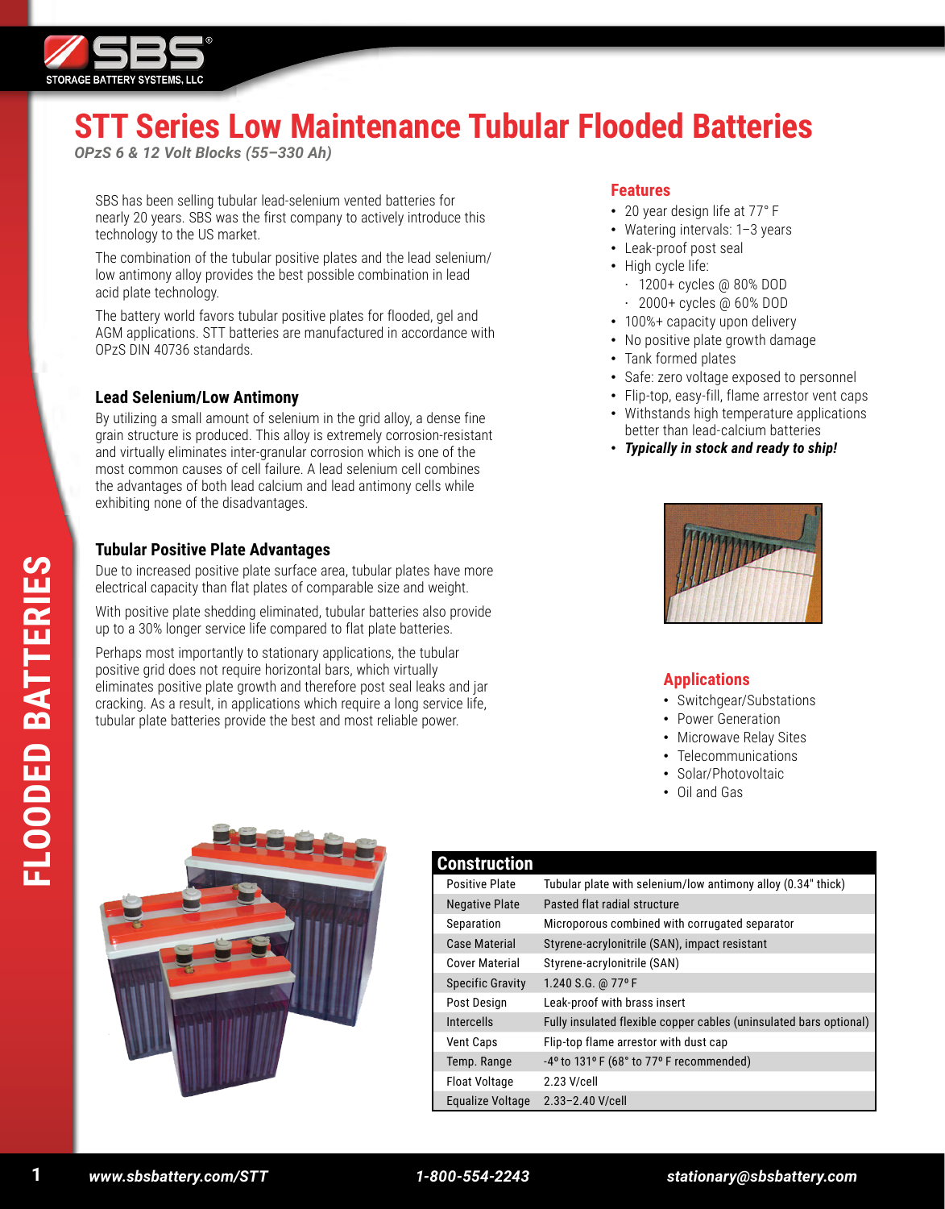# STT Series Low Maintenance Tubular Flooded Batteries

*OPzS 6 & 12 Volt Blocks (55–330 Ah)*

SBS has been selling tubular lead-selenium vented batteries for nearly 20 years. SBS was the first company to actively introduce this technology to the US market.

The combination of the tubular positive plates and the lead selenium/low antimony alloy provides the best possible combination in lead acid plate technology.

The battery world favors tubular positive plates for flooded, gel and AGM applications. STT batteries are manufactured in accordance with OPzS DIN 40736 standards.

### Lead Selenium/Low Antimony

By utilizing a small amount of selenium in the grid alloy, a dense fine grain structure is produced. This alloy is extremely corrosion-resistant and virtually eliminates inter-granular corrosion which is one of the most common causes of cell failure. A lead selenium cell combines the advantages of both lead calcium and lead antimony cells while exhibiting none of the disadvantages.

### Tubular Positive Plate Advantages

Due to increased positive plate surface area, tubular plates have more electrical capacity than flat plates of comparable size and weight.

With positive plate shedding eliminated, tubular batteries also provide up to a 30% longer service life compared to flat plate batteries.

Perhaps most importantly to stationary applications, the tubular positive grid does not require horizontal bars, which virtually eliminates positive plate growth and therefore post seal leaks and jar cracking. As a result, in applications which require a long service life, tubular plate batteries provide the best and most reliable power.

### Features

- 20 year design life at 77° F
- Watering intervals: 1–3 years
- Leak-proof post seal
- High cycle life:
  - 1200+ cycles @ 80% DOD
  - 2000+ cycles @ 60% DOD
- 100%+ capacity upon delivery
- No positive plate growth damage
- Tank formed plates
- Safe: zero voltage exposed to personnel
- Flip-top, easy-fill, flame arrestor vent caps
- Withstands high temperature applications better than lead-calcium batteries
- ***Typically in stock and ready to ship!***

### Applications

- Switchgear/Substations
- Power Generation
- Microwave Relay Sites
- Telecommunications
- Solar/Photovoltaic
- Oil and Gas

### Construction

| | |
|---|---|
| Positive Plate | Tubular plate with selenium/low antimony alloy (0.34" thick) |
| Negative Plate | Pasted flat radial structure |
| Separation | Microporous combined with corrugated separator |
| Case Material | Styrene-acrylonitrile (SAN), impact resistant |
| Cover Material | Styrene-acrylonitrile (SAN) |
| Specific Gravity | 1.240 S.G. @ 77° F |
| Post Design | Leak-proof with brass insert |
| Intercells | Fully insulated flexible copper cables (uninsulated bars optional) |
| Vent Caps | Flip-top flame arrestor with dust cap |
| Temp. Range | -4° to 131° F (68° to 77° F recommended) |
| Float Voltage | 2.23 V/cell |
| Equalize Voltage | 2.33–2.40 V/cell |

*www.sbsbattery.com/STT* *1-800-554-2243* *stationary@sbsbattery.com*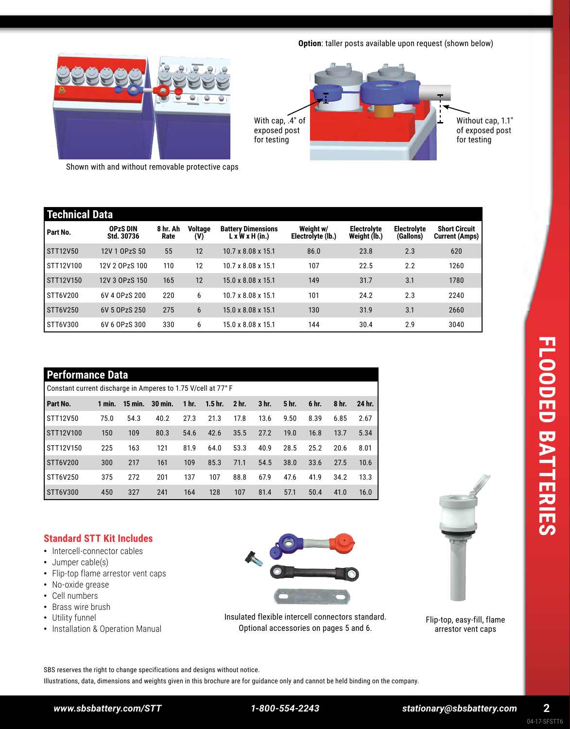**Option**: taller posts available upon request (shown below)

With cap, .4" of exposed post for testing

Without cap, 1.1" of exposed post for testing

Shown with and without removable protective caps

## Technical Data

| Part No. | OPzS DIN Std. 30736 | 8 hr. Ah Rate | Voltage (V) | Battery Dimensions L x W x H (in.) | Weight w/ Electrolyte (lb.) | Electrolyte Weight (lb.) | Electrolyte (Gallons) | Short Circuit Current (Amps) |
|---|---|---|---|---|---|---|---|---|
| STT12V50 | 12V 1 OPzS 50 | 55 | 12 | 10.7 x 8.08 x 15.1 | 86.0 | 23.8 | 2.3 | 620 |
| STT12V100 | 12V 2 OPzS 100 | 110 | 12 | 10.7 x 8.08 x 15.1 | 107 | 22.5 | 2.2 | 1260 |
| STT12V150 | 12V 3 OPzS 150 | 165 | 12 | 15.0 x 8.08 x 15.1 | 149 | 31.7 | 3.1 | 1780 |
| STT6V200 | 6V 4 OPzS 200 | 220 | 6 | 10.7 x 8.08 x 15.1 | 101 | 24.2 | 2.3 | 2240 |
| STT6V250 | 6V 5 OPzS 250 | 275 | 6 | 15.0 x 8.08 x 15.1 | 130 | 31.9 | 3.1 | 2660 |
| STT6V300 | 6V 6 OPzS 300 | 330 | 6 | 15.0 x 8.08 x 15.1 | 144 | 30.4 | 2.9 | 3040 |

## Performance Data

Constant current discharge in Amperes to 1.75 V/cell at 77° F

| Part No. | 1 min. | 15 min. | 30 min. | 1 hr. | 1.5 hr. | 2 hr. | 3 hr. | 5 hr. | 6 hr. | 8 hr. | 24 hr. |
|---|---|---|---|---|---|---|---|---|---|---|---|
| STT12V50 | 75.0 | 54.3 | 40.2 | 27.3 | 21.3 | 17.8 | 13.6 | 9.50 | 8.39 | 6.85 | 2.67 |
| STT12V100 | 150 | 109 | 80.3 | 54.6 | 42.6 | 35.5 | 27.2 | 19.0 | 16.8 | 13.7 | 5.34 |
| STT12V150 | 225 | 163 | 121 | 81.9 | 64.0 | 53.3 | 40.9 | 28.5 | 25.2 | 20.6 | 8.01 |
| STT6V200 | 300 | 217 | 161 | 109 | 85.3 | 71.1 | 54.5 | 38.0 | 33.6 | 27.5 | 10.6 |
| STT6V250 | 375 | 272 | 201 | 137 | 107 | 88.8 | 67.9 | 47.6 | 41.9 | 34.2 | 13.3 |
| STT6V300 | 450 | 327 | 241 | 164 | 128 | 107 | 81.4 | 57.1 | 50.4 | 41.0 | 16.0 |

## Standard STT Kit Includes

- Intercell-connector cables
- Jumper cable(s)
- Flip-top flame arrestor vent caps
- No-oxide grease
- Cell numbers
- Brass wire brush
- Utility funnel
- Installation & Operation Manual

Insulated flexible intercell connectors standard. Optional accessories on pages 5 and 6.

Flip-top, easy-fill, flame arrestor vent caps

FLOODED BATTERIES

SBS reserves the right to change specifications and designs without notice.

Illustrations, data, dimensions and weights given in this brochure are for guidance only and cannot be held binding on the company.

www.sbsbattery.com/STT 1-800-554-2243 stationary@sbsbattery.com

04-17-SFSTT6